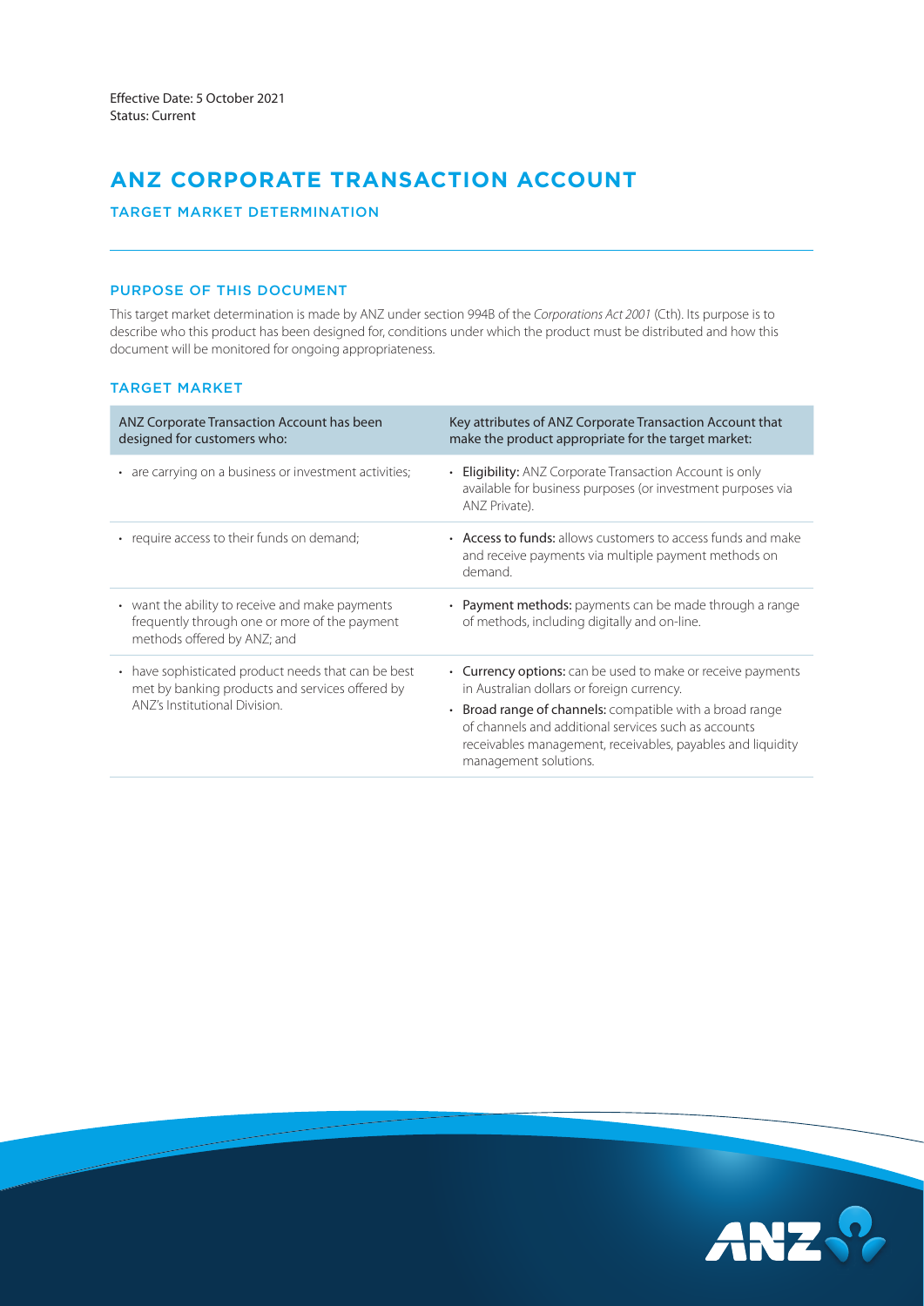Effective Date: 5 October 2021
Status: Current

# ANZ CORPORATE TRANSACTION ACCOUNT

## TARGET MARKET DETERMINATION

### PURPOSE OF THIS DOCUMENT

This target market determination is made by ANZ under section 994B of the *Corporations Act 2001* (Cth). Its purpose is to describe who this product has been designed for, conditions under which the product must be distributed and how this document will be monitored for ongoing appropriateness.

### TARGET MARKET

| ANZ Corporate Transaction Account has been designed for customers who: | Key attributes of ANZ Corporate Transaction Account that make the product appropriate for the target market: |
|---|---|
| • are carrying on a business or investment activities; | • **Eligibility:** ANZ Corporate Transaction Account is only available for business purposes (or investment purposes via ANZ Private). |
| • require access to their funds on demand; | • **Access to funds:** allows customers to access funds and make and receive payments via multiple payment methods on demand. |
| • want the ability to receive and make payments frequently through one or more of the payment methods offered by ANZ; and | • **Payment methods:** payments can be made through a range of methods, including digitally and on-line. |
| • have sophisticated product needs that can be best met by banking products and services offered by ANZ's Institutional Division. | • **Currency options:** can be used to make or receive payments in Australian dollars or foreign currency. <br> • **Broad range of channels:** compatible with a broad range of channels and additional services such as accounts receivables management, receivables, payables and liquidity management solutions. |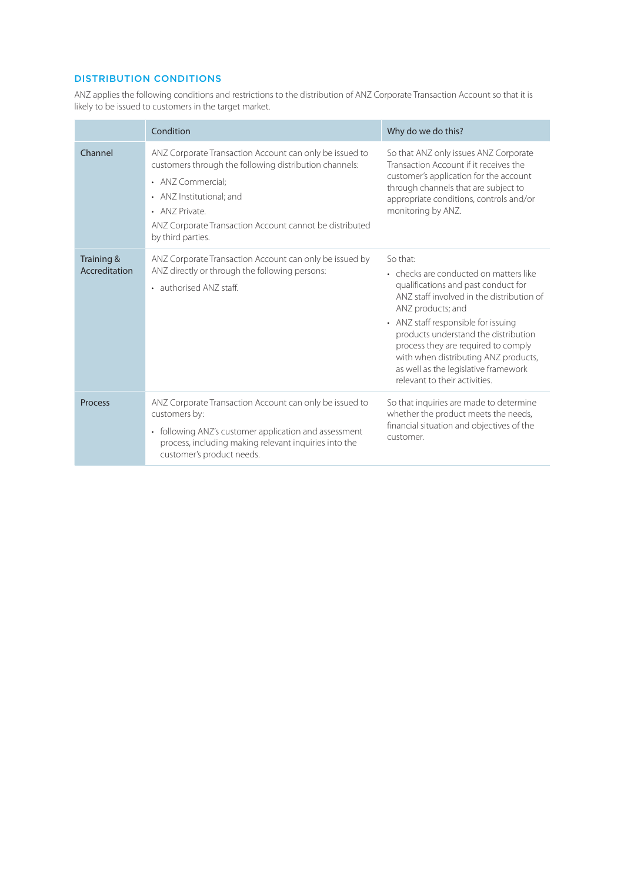## DISTRIBUTION CONDITIONS

ANZ applies the following conditions and restrictions to the distribution of ANZ Corporate Transaction Account so that it is likely to be issued to customers in the target market.

| | Condition | Why do we do this? |
|---|---|---|
| Channel | ANZ Corporate Transaction Account can only be issued to customers through the following distribution channels:<br>• ANZ Commercial;<br>• ANZ Institutional; and<br>• ANZ Private.<br>ANZ Corporate Transaction Account cannot be distributed by third parties. | So that ANZ only issues ANZ Corporate Transaction Account if it receives the customer's application for the account through channels that are subject to appropriate conditions, controls and/or monitoring by ANZ. |
| Training & Accreditation | ANZ Corporate Transaction Account can only be issued by ANZ directly or through the following persons:<br>• authorised ANZ staff. | So that:<br>• checks are conducted on matters like qualifications and past conduct for ANZ staff involved in the distribution of ANZ products; and<br>• ANZ staff responsible for issuing products understand the distribution process they are required to comply with when distributing ANZ products, as well as the legislative framework relevant to their activities. |
| Process | ANZ Corporate Transaction Account can only be issued to customers by:<br>• following ANZ's customer application and assessment process, including making relevant inquiries into the customer's product needs. | So that inquiries are made to determine whether the product meets the needs, financial situation and objectives of the customer. |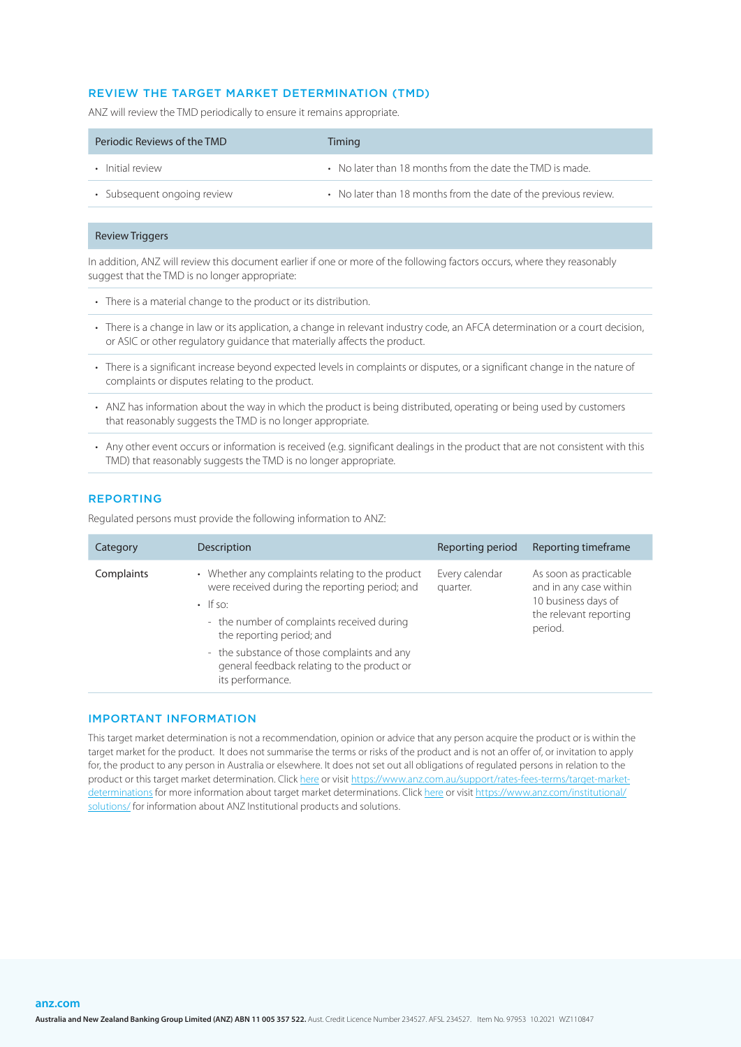## REVIEW THE TARGET MARKET DETERMINATION (TMD)

ANZ will review the TMD periodically to ensure it remains appropriate.

| Periodic Reviews of the TMD | Timing |
|---|---|
| • Initial review | • No later than 18 months from the date the TMD is made. |
| • Subsequent ongoing review | • No later than 18 months from the date of the previous review. |

### Review Triggers

In addition, ANZ will review this document earlier if one or more of the following factors occurs, where they reasonably suggest that the TMD is no longer appropriate:

- There is a material change to the product or its distribution.
- There is a change in law or its application, a change in relevant industry code, an AFCA determination or a court decision, or ASIC or other regulatory guidance that materially affects the product.
- There is a significant increase beyond expected levels in complaints or disputes, or a significant change in the nature of complaints or disputes relating to the product.
- ANZ has information about the way in which the product is being distributed, operating or being used by customers that reasonably suggests the TMD is no longer appropriate.
- Any other event occurs or information is received (e.g. significant dealings in the product that are not consistent with this TMD) that reasonably suggests the TMD is no longer appropriate.

## REPORTING

Regulated persons must provide the following information to ANZ:

| Category | Description | Reporting period | Reporting timeframe |
|---|---|---|---|
| Complaints | • Whether any complaints relating to the product were received during the reporting period; and<br>• If so:<br>- the number of complaints received during the reporting period; and<br>- the substance of those complaints and any general feedback relating to the product or its performance. | Every calendar quarter. | As soon as practicable and in any case within 10 business days of the relevant reporting period. |

## IMPORTANT INFORMATION

This target market determination is not a recommendation, opinion or advice that any person acquire the product or is within the target market for the product. It does not summarise the terms or risks of the product and is not an offer of, or invitation to apply for, the product to any person in Australia or elsewhere. It does not set out all obligations of regulated persons in relation to the product or this target market determination. Click here or visit https://www.anz.com.au/support/rates-fees-terms/target-market-determinations for more information about target market determinations. Click here or visit https://www.anz.com/institutional/solutions/ for information about ANZ Institutional products and solutions.

anz.com

**Australia and New Zealand Banking Group Limited (ANZ) ABN 11 005 357 522.** Aust. Credit Licence Number 234527. AFSL 234527. Item No. 97953 10.2021 WZ110847